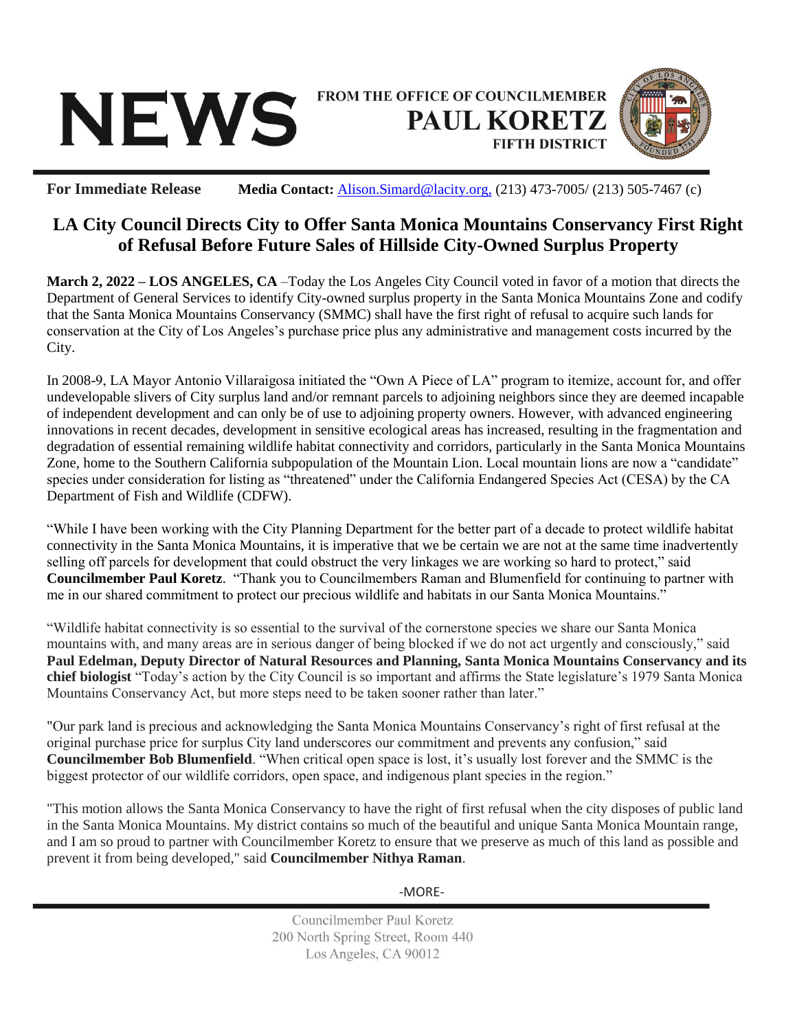# NEWS

FROM THE OFFICE OF COUNCILMEMBER
**PAUL KORETZ**
FIFTH DISTRICT

**For Immediate Release** **Media Contact:** Alison.Simard@lacity.org, (213) 473-7005/ (213) 505-7467 (c)

## LA City Council Directs City to Offer Santa Monica Mountains Conservancy First Right of Refusal Before Future Sales of Hillside City-Owned Surplus Property

**March 2, 2022 – LOS ANGELES, CA** –Today the Los Angeles City Council voted in favor of a motion that directs the Department of General Services to identify City-owned surplus property in the Santa Monica Mountains Zone and codify that the Santa Monica Mountains Conservancy (SMMC) shall have the first right of refusal to acquire such lands for conservation at the City of Los Angeles's purchase price plus any administrative and management costs incurred by the City.

In 2008-9, LA Mayor Antonio Villaraigosa initiated the "Own A Piece of LA" program to itemize, account for, and offer undevelopable slivers of City surplus land and/or remnant parcels to adjoining neighbors since they are deemed incapable of independent development and can only be of use to adjoining property owners. However, with advanced engineering innovations in recent decades, development in sensitive ecological areas has increased, resulting in the fragmentation and degradation of essential remaining wildlife habitat connectivity and corridors, particularly in the Santa Monica Mountains Zone, home to the Southern California subpopulation of the Mountain Lion. Local mountain lions are now a "candidate" species under consideration for listing as "threatened" under the California Endangered Species Act (CESA) by the CA Department of Fish and Wildlife (CDFW).

"While I have been working with the City Planning Department for the better part of a decade to protect wildlife habitat connectivity in the Santa Monica Mountains, it is imperative that we be certain we are not at the same time inadvertently selling off parcels for development that could obstruct the very linkages we are working so hard to protect," said **Councilmember Paul Koretz**. "Thank you to Councilmembers Raman and Blumenfield for continuing to partner with me in our shared commitment to protect our precious wildlife and habitats in our Santa Monica Mountains."

"Wildlife habitat connectivity is so essential to the survival of the cornerstone species we share our Santa Monica mountains with, and many areas are in serious danger of being blocked if we do not act urgently and consciously," said **Paul Edelman, Deputy Director of Natural Resources and Planning, Santa Monica Mountains Conservancy and its chief biologist** "Today's action by the City Council is so important and affirms the State legislature's 1979 Santa Monica Mountains Conservancy Act, but more steps need to be taken sooner rather than later."

"Our park land is precious and acknowledging the Santa Monica Mountains Conservancy's right of first refusal at the original purchase price for surplus City land underscores our commitment and prevents any confusion," said **Councilmember Bob Blumenfield**. "When critical open space is lost, it's usually lost forever and the SMMC is the biggest protector of our wildlife corridors, open space, and indigenous plant species in the region."

"This motion allows the Santa Monica Conservancy to have the right of first refusal when the city disposes of public land in the Santa Monica Mountains. My district contains so much of the beautiful and unique Santa Monica Mountain range, and I am so proud to partner with Councilmember Koretz to ensure that we preserve as much of this land as possible and prevent it from being developed," said **Councilmember Nithya Raman**.

-MORE-

Councilmember Paul Koretz
200 North Spring Street, Room 440
Los Angeles, CA 90012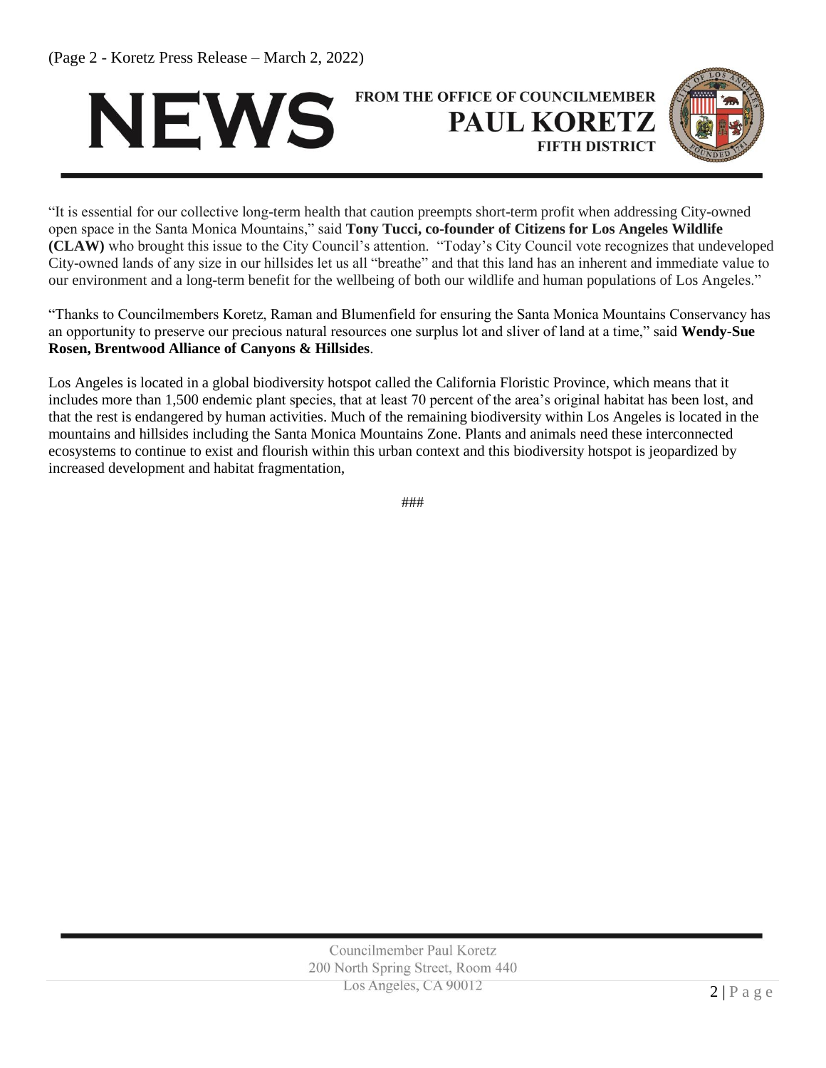"It is essential for our collective long-term health that caution preempts short-term profit when addressing City-owned open space in the Santa Monica Mountains," said **Tony Tucci, co-founder of Citizens for Los Angeles Wildlife (CLAW)** who brought this issue to the City Council's attention. "Today's City Council vote recognizes that undeveloped City-owned lands of any size in our hillsides let us all "breathe" and that this land has an inherent and immediate value to our environment and a long-term benefit for the wellbeing of both our wildlife and human populations of Los Angeles."

"Thanks to Councilmembers Koretz, Raman and Blumenfield for ensuring the Santa Monica Mountains Conservancy has an opportunity to preserve our precious natural resources one surplus lot and sliver of land at a time," said **Wendy-Sue Rosen, Brentwood Alliance of Canyons & Hillsides**.

Los Angeles is located in a global biodiversity hotspot called the California Floristic Province, which means that it includes more than 1,500 endemic plant species, that at least 70 percent of the area's original habitat has been lost, and that the rest is endangered by human activities. Much of the remaining biodiversity within Los Angeles is located in the mountains and hillsides including the Santa Monica Mountains Zone. Plants and animals need these interconnected ecosystems to continue to exist and flourish within this urban context and this biodiversity hotspot is jeopardized by increased development and habitat fragmentation,

###